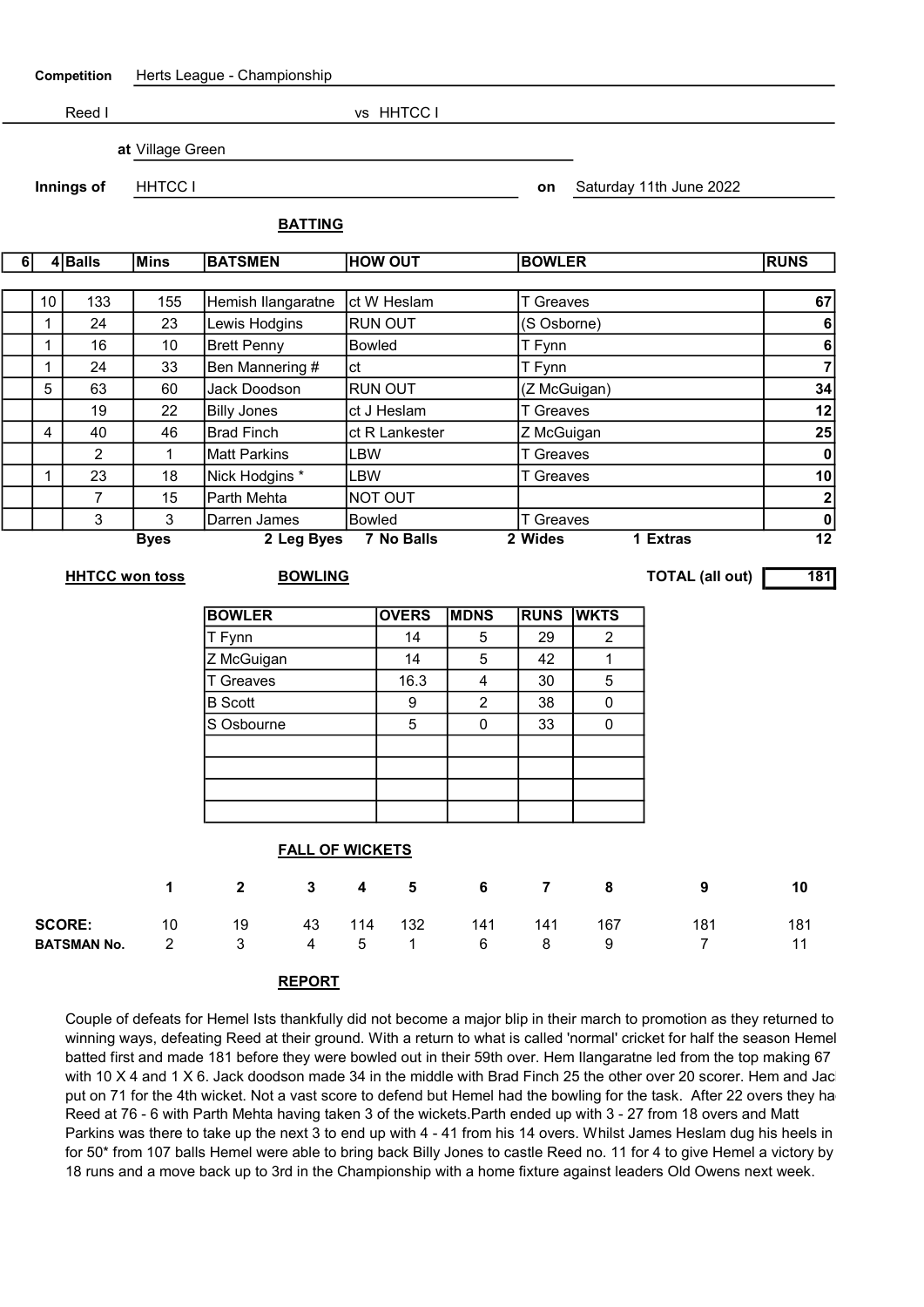**Competition** Herts League - Championship

Reed I vs HHTCC I

**at** Village Green

**Innings of** HHTCC I **on** Saturday 11th June 2022

## BATTING

| 6 | 4 | Balls | Mins | BATSMEN | HOW OUT | BOWLER | RUNS |
|---|---|---|---|---|---|---|---|
| | 10 | 133 | 155 | Hemish Ilangaratne | ct W Heslam | T Greaves | 67 |
| | 1 | 24 | 23 | Lewis Hodgins | RUN OUT | (S Osborne) | 6 |
| | 1 | 16 | 10 | Brett Penny | Bowled | T Fynn | 6 |
| | 1 | 24 | 33 | Ben Mannering # | ct | T Fynn | 7 |
| | 5 | 63 | 60 | Jack Doodson | RUN OUT | (Z McGuigan) | 34 |
| | | 19 | 22 | Billy Jones | ct J Heslam | T Greaves | 12 |
| | 4 | 40 | 46 | Brad Finch | ct R Lankester | Z McGuigan | 25 |
| | | 2 | 1 | Matt Parkins | LBW | T Greaves | 0 |
| | 1 | 23 | 18 | Nick Hodgins * | LBW | T Greaves | 10 |
| | | 7 | 15 | Parth Mehta | NOT OUT | | 2 |
| | | 3 | 3 | Darren James | Bowled | T Greaves | 0 |

Byes 2 Leg Byes 7 No Balls 2 Wides 1 Extras 12

**HHTCC won toss**

**TOTAL (all out)** 181

## BOWLING

| BOWLER | OVERS | MDNS | RUNS | WKTS |
|---|---|---|---|---|
| T Fynn | 14 | 5 | 29 | 2 |
| Z McGuigan | 14 | 5 | 42 | 1 |
| T Greaves | 16.3 | 4 | 30 | 5 |
| B Scott | 9 | 2 | 38 | 0 |
| S Osbourne | 5 | 0 | 33 | 0 |

## FALL OF WICKETS

| | 1 | 2 | 3 | 4 | 5 | 6 | 7 | 8 | 9 | 10 |
|---|---|---|---|---|---|---|---|---|---|---|
| SCORE: | 10 | 19 | 43 | 114 | 132 | 141 | 141 | 167 | 181 | 181 |
| BATSMAN No. | 2 | 3 | 4 | 5 | 1 | 6 | 8 | 9 | 7 | 11 |

## REPORT

Couple of defeats for Hemel Ists thankfully did not become a major blip in their march to promotion as they returned to winning ways, defeating Reed at their ground. With a return to what is called 'normal' cricket for half the season Hemel batted first and made 181 before they were bowled out in their 59th over. Hem Ilangaratne led from the top making 67 with 10 X 4 and 1 X 6. Jack doodson made 34 in the middle with Brad Finch 25 the other over 20 scorer. Hem and Jac put on 71 for the 4th wicket. Not a vast score to defend but Hemel had the bowling for the task. After 22 overs they ha Reed at 76 - 6 with Parth Mehta having taken 3 of the wickets.Parth ended up with 3 - 27 from 18 overs and Matt Parkins was there to take up the next 3 to end up with 4 - 41 from his 14 overs. Whilst James Heslam dug his heels in for 50* from 107 balls Hemel were able to bring back Billy Jones to castle Reed no. 11 for 4 to give Hemel a victory by 18 runs and a move back up to 3rd in the Championship with a home fixture against leaders Old Owens next week.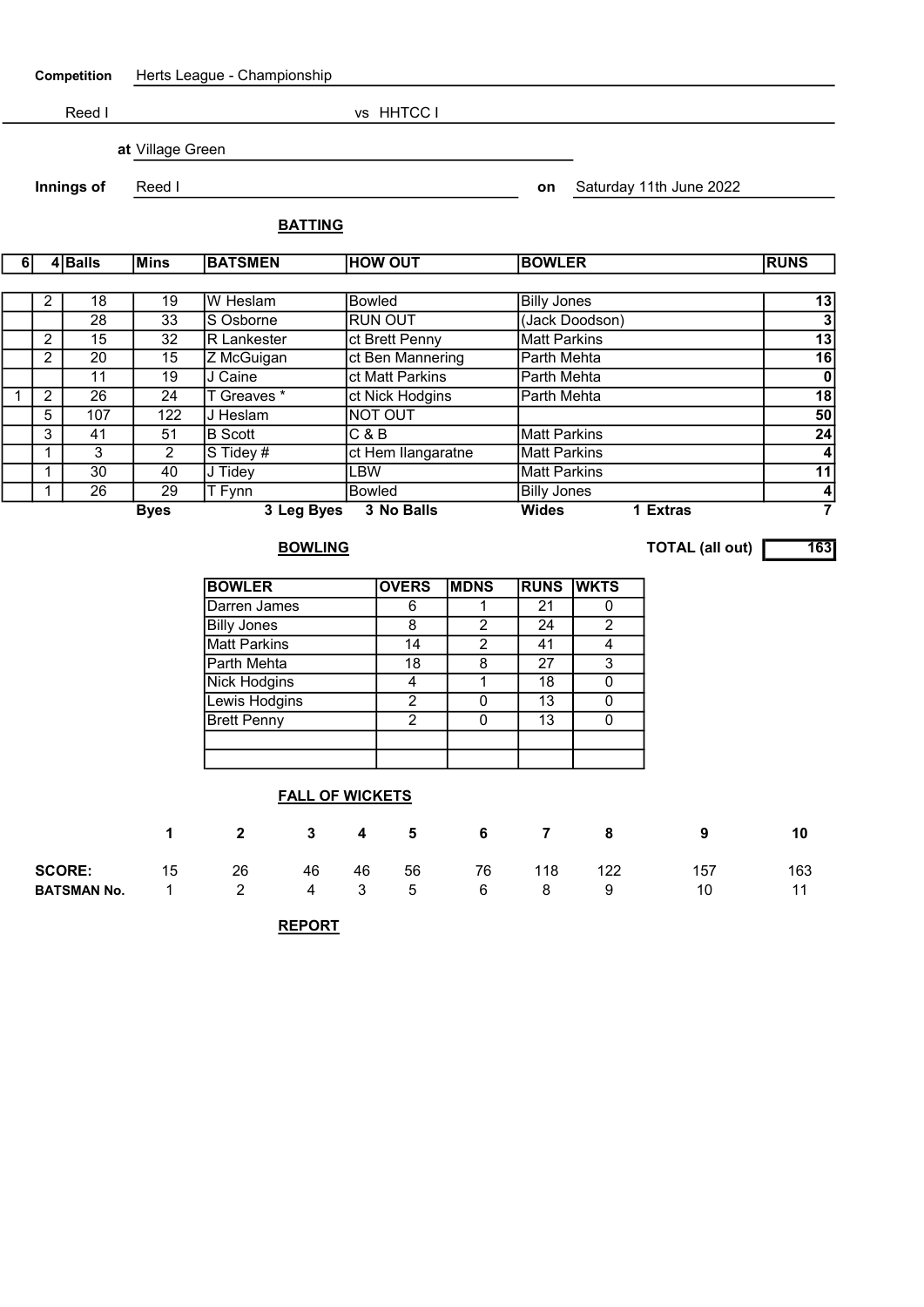**Competition** Herts League - Championship

Reed I vs HHTCC I

**at** Village Green

**Innings of** Reed I **on** Saturday 11th June 2022

**BATTING**

| 6 | 4 | Balls | Mins | BATSMEN | HOW OUT | BOWLER | RUNS |
|---|---|---|---|---|---|---|---|
| | 2 | 18 | 19 | W Heslam | Bowled | Billy Jones | 13 |
| | | 28 | 33 | S Osborne | RUN OUT | (Jack Doodson) | 3 |
| | 2 | 15 | 32 | R Lankester | ct Brett Penny | Matt Parkins | 13 |
| | 2 | 20 | 15 | Z McGuigan | ct Ben Mannering | Parth Mehta | 16 |
| | | 11 | 19 | J Caine | ct Matt Parkins | Parth Mehta | 0 |
| 1 | 2 | 26 | 24 | T Greaves * | ct Nick Hodgins | Parth Mehta | 18 |
| | 5 | 107 | 122 | J Heslam | NOT OUT | | 50 |
| | 3 | 41 | 51 | B Scott | C & B | Matt Parkins | 24 |
| | 1 | 3 | 2 | S Tidey # | ct Hem Ilangaratne | Matt Parkins | 4 |
| | 1 | 30 | 40 | J Tidey | LBW | Matt Parkins | 11 |
| | 1 | 26 | 29 | T Fynn | Bowled | Billy Jones | 4 |

**Byes** 3 **Leg Byes** 3 **No Balls** **Wides** 1 **Extras** 7

**TOTAL (all out)** 163

**BOWLING**

| BOWLER | OVERS | MDNS | RUNS | WKTS |
|---|---|---|---|---|
| Darren James | 6 | 1 | 21 | 0 |
| Billy Jones | 8 | 2 | 24 | 2 |
| Matt Parkins | 14 | 2 | 41 | 4 |
| Parth Mehta | 18 | 8 | 27 | 3 |
| Nick Hodgins | 4 | 1 | 18 | 0 |
| Lewis Hodgins | 2 | 0 | 13 | 0 |
| Brett Penny | 2 | 0 | 13 | 0 |
| | | | | |
| | | | | |

**FALL OF WICKETS**

| | 1 | 2 | 3 | 4 | 5 | 6 | 7 | 8 | 9 | 10 |
|---|---|---|---|---|---|---|---|---|---|---|
| **SCORE:** | 15 | 26 | 46 | 46 | 56 | 76 | 118 | 122 | 157 | 163 |
| **BATSMAN No.** | 1 | 2 | 4 | 3 | 5 | 6 | 8 | 9 | 10 | 11 |

**REPORT**